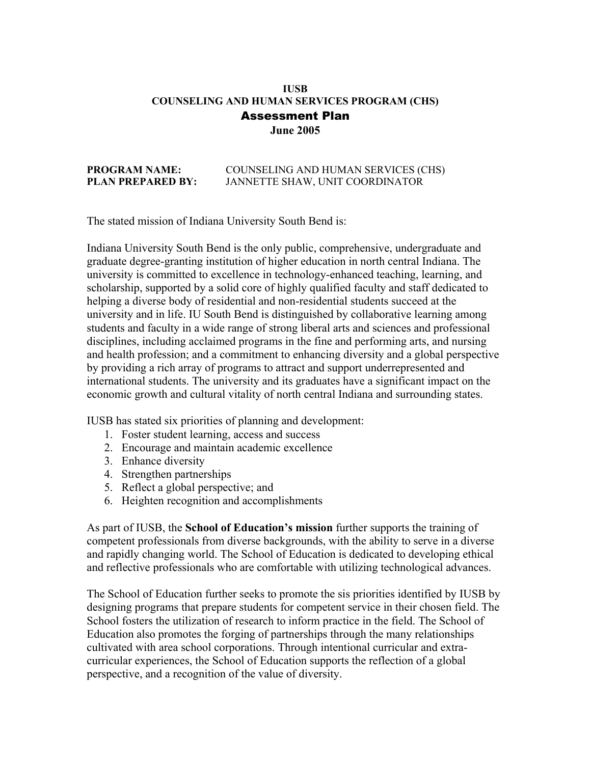# IUSB
# COUNSELING AND HUMAN SERVICES PROGRAM (CHS)
## Assessment Plan
**June 2005**

**PROGRAM NAME:** COUNSELING AND HUMAN SERVICES (CHS)
**PLAN PREPARED BY:** JANNETTE SHAW, UNIT COORDINATOR

The stated mission of Indiana University South Bend is:

Indiana University South Bend is the only public, comprehensive, undergraduate and graduate degree-granting institution of higher education in north central Indiana. The university is committed to excellence in technology-enhanced teaching, learning, and scholarship, supported by a solid core of highly qualified faculty and staff dedicated to helping a diverse body of residential and non-residential students succeed at the university and in life. IU South Bend is distinguished by collaborative learning among students and faculty in a wide range of strong liberal arts and sciences and professional disciplines, including acclaimed programs in the fine and performing arts, and nursing and health profession; and a commitment to enhancing diversity and a global perspective by providing a rich array of programs to attract and support underrepresented and international students. The university and its graduates have a significant impact on the economic growth and cultural vitality of north central Indiana and surrounding states.

IUSB has stated six priorities of planning and development:

1. Foster student learning, access and success
2. Encourage and maintain academic excellence
3. Enhance diversity
4. Strengthen partnerships
5. Reflect a global perspective; and
6. Heighten recognition and accomplishments

As part of IUSB, the **School of Education's mission** further supports the training of competent professionals from diverse backgrounds, with the ability to serve in a diverse and rapidly changing world. The School of Education is dedicated to developing ethical and reflective professionals who are comfortable with utilizing technological advances.

The School of Education further seeks to promote the sis priorities identified by IUSB by designing programs that prepare students for competent service in their chosen field. The School fosters the utilization of research to inform practice in the field. The School of Education also promotes the forging of partnerships through the many relationships cultivated with area school corporations. Through intentional curricular and extra-curricular experiences, the School of Education supports the reflection of a global perspective, and a recognition of the value of diversity.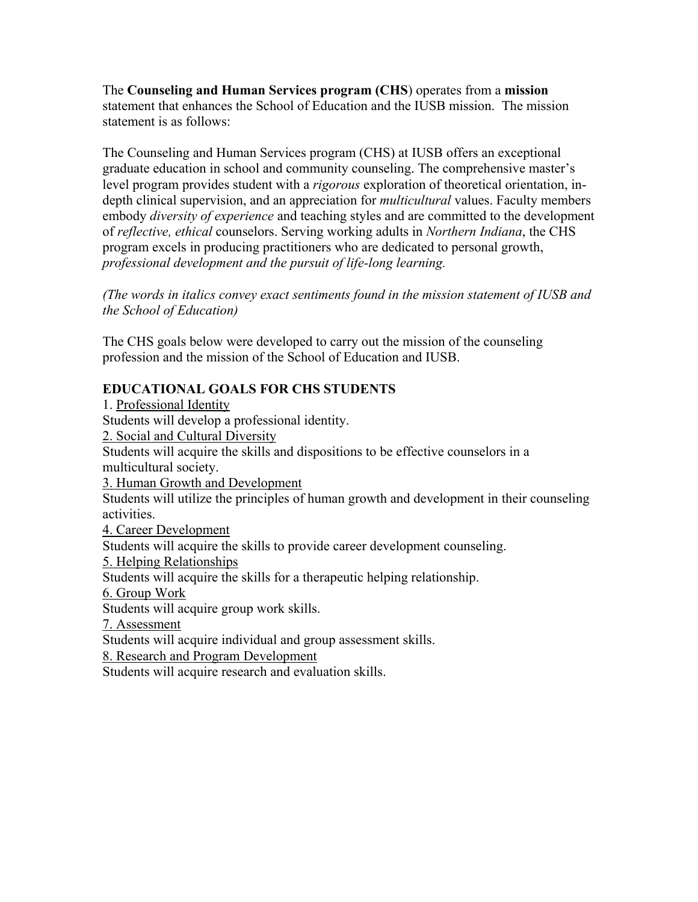The **Counseling and Human Services program (CHS**) operates from a **mission** statement that enhances the School of Education and the IUSB mission. The mission statement is as follows:

The Counseling and Human Services program (CHS) at IUSB offers an exceptional graduate education in school and community counseling. The comprehensive master's level program provides student with a *rigorous* exploration of theoretical orientation, in-depth clinical supervision, and an appreciation for *multicultural* values. Faculty members embody *diversity of experience* and teaching styles and are committed to the development of *reflective, ethical* counselors. Serving working adults in *Northern Indiana*, the CHS program excels in producing practitioners who are dedicated to personal growth, *professional development and the pursuit of life-long learning.*

*(The words in italics convey exact sentiments found in the mission statement of IUSB and the School of Education)*

The CHS goals below were developed to carry out the mission of the counseling profession and the mission of the School of Education and IUSB.

## EDUCATIONAL GOALS FOR CHS STUDENTS

1. Professional Identity
Students will develop a professional identity.

2. Social and Cultural Diversity
Students will acquire the skills and dispositions to be effective counselors in a multicultural society.

3. Human Growth and Development
Students will utilize the principles of human growth and development in their counseling activities.

4. Career Development
Students will acquire the skills to provide career development counseling.

5. Helping Relationships
Students will acquire the skills for a therapeutic helping relationship.

6. Group Work
Students will acquire group work skills.

7. Assessment
Students will acquire individual and group assessment skills.

8. Research and Program Development
Students will acquire research and evaluation skills.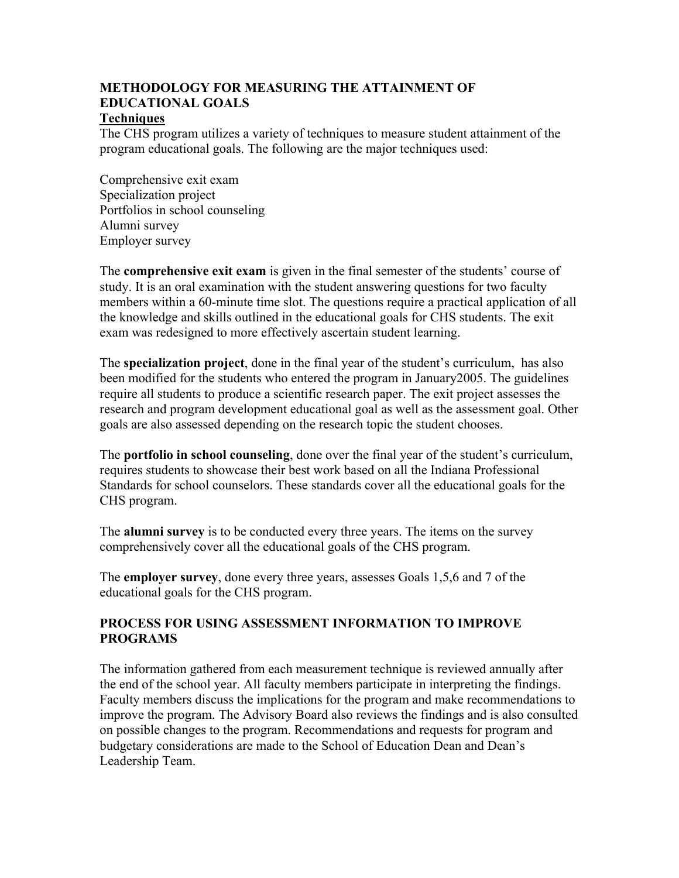## METHODOLOGY FOR MEASURING THE ATTAINMENT OF EDUCATIONAL GOALS

**Techniques**

The CHS program utilizes a variety of techniques to measure student attainment of the program educational goals. The following are the major techniques used:

Comprehensive exit exam
Specialization project
Portfolios in school counseling
Alumni survey
Employer survey

The **comprehensive exit exam** is given in the final semester of the students' course of study. It is an oral examination with the student answering questions for two faculty members within a 60-minute time slot. The questions require a practical application of all the knowledge and skills outlined in the educational goals for CHS students. The exit exam was redesigned to more effectively ascertain student learning.

The **specialization project**, done in the final year of the student's curriculum, has also been modified for the students who entered the program in January2005. The guidelines require all students to produce a scientific research paper. The exit project assesses the research and program development educational goal as well as the assessment goal. Other goals are also assessed depending on the research topic the student chooses.

The **portfolio in school counseling**, done over the final year of the student's curriculum, requires students to showcase their best work based on all the Indiana Professional Standards for school counselors. These standards cover all the educational goals for the CHS program.

The **alumni survey** is to be conducted every three years. The items on the survey comprehensively cover all the educational goals of the CHS program.

The **employer survey**, done every three years, assesses Goals 1,5,6 and 7 of the educational goals for the CHS program.

## PROCESS FOR USING ASSESSMENT INFORMATION TO IMPROVE PROGRAMS

The information gathered from each measurement technique is reviewed annually after the end of the school year. All faculty members participate in interpreting the findings. Faculty members discuss the implications for the program and make recommendations to improve the program. The Advisory Board also reviews the findings and is also consulted on possible changes to the program. Recommendations and requests for program and budgetary considerations are made to the School of Education Dean and Dean's Leadership Team.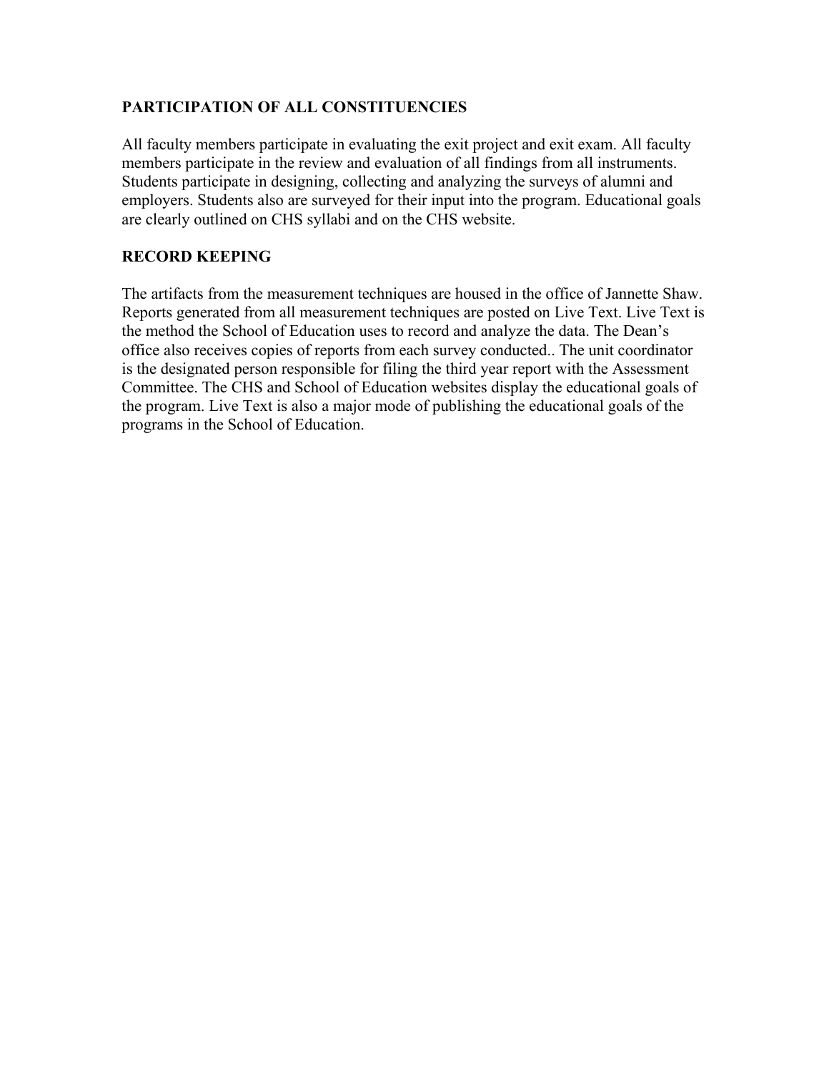## PARTICIPATION OF ALL CONSTITUENCIES

All faculty members participate in evaluating the exit project and exit exam. All faculty members participate in the review and evaluation of all findings from all instruments. Students participate in designing, collecting and analyzing the surveys of alumni and employers. Students also are surveyed for their input into the program. Educational goals are clearly outlined on CHS syllabi and on the CHS website.

## RECORD KEEPING

The artifacts from the measurement techniques are housed in the office of Jannette Shaw. Reports generated from all measurement techniques are posted on Live Text. Live Text is the method the School of Education uses to record and analyze the data. The Dean's office also receives copies of reports from each survey conducted.. The unit coordinator is the designated person responsible for filing the third year report with the Assessment Committee. The CHS and School of Education websites display the educational goals of the program. Live Text is also a major mode of publishing the educational goals of the programs in the School of Education.